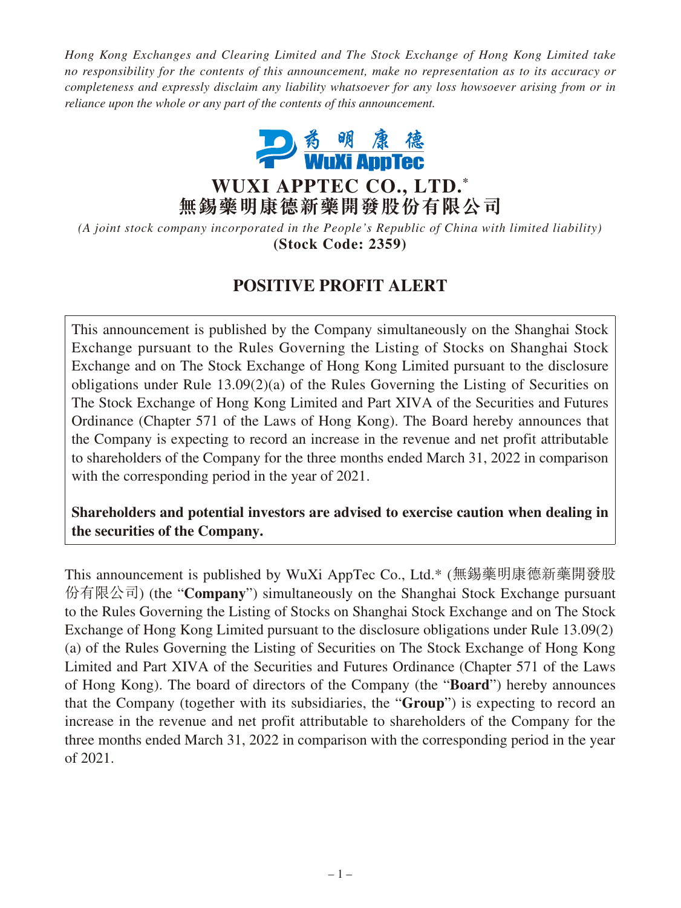*Hong Kong Exchanges and Clearing Limited and The Stock Exchange of Hong Kong Limited take no responsibility for the contents of this announcement, make no representation as to its accuracy or completeness and expressly disclaim any liability whatsoever for any loss howsoever arising from or in reliance upon the whole or any part of the contents of this announcement.*

# WUXI APPTEC CO., LTD.*
# 無錫藥明康德新藥開發股份有限公司

*(A joint stock company incorporated in the People's Republic of China with limited liability)*
**(Stock Code: 2359)**

## POSITIVE PROFIT ALERT

This announcement is published by the Company simultaneously on the Shanghai Stock Exchange pursuant to the Rules Governing the Listing of Stocks on Shanghai Stock Exchange and on The Stock Exchange of Hong Kong Limited pursuant to the disclosure obligations under Rule 13.09(2)(a) of the Rules Governing the Listing of Securities on The Stock Exchange of Hong Kong Limited and Part XIVA of the Securities and Futures Ordinance (Chapter 571 of the Laws of Hong Kong). The Board hereby announces that the Company is expecting to record an increase in the revenue and net profit attributable to shareholders of the Company for the three months ended March 31, 2022 in comparison with the corresponding period in the year of 2021.

**Shareholders and potential investors are advised to exercise caution when dealing in the securities of the Company.**

This announcement is published by WuXi AppTec Co., Ltd.* (無錫藥明康德新藥開發股份有限公司) (the "**Company**") simultaneously on the Shanghai Stock Exchange pursuant to the Rules Governing the Listing of Stocks on Shanghai Stock Exchange and on The Stock Exchange of Hong Kong Limited pursuant to the disclosure obligations under Rule 13.09(2)(a) of the Rules Governing the Listing of Securities on The Stock Exchange of Hong Kong Limited and Part XIVA of the Securities and Futures Ordinance (Chapter 571 of the Laws of Hong Kong). The board of directors of the Company (the "**Board**") hereby announces that the Company (together with its subsidiaries, the "**Group**") is expecting to record an increase in the revenue and net profit attributable to shareholders of the Company for the three months ended March 31, 2022 in comparison with the corresponding period in the year of 2021.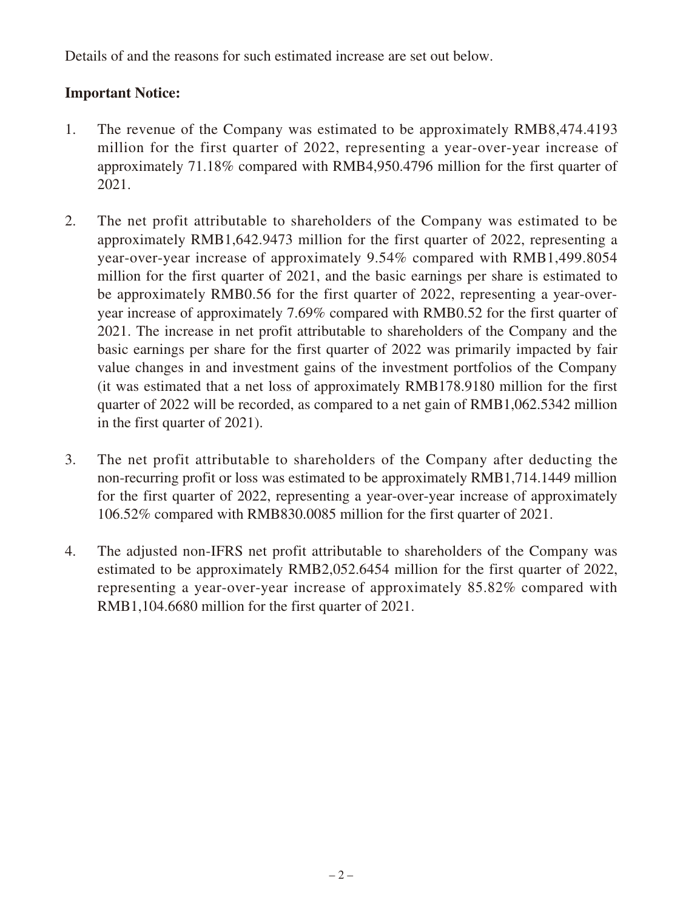Details of and the reasons for such estimated increase are set out below.

**Important Notice:**

1. The revenue of the Company was estimated to be approximately RMB8,474.4193 million for the first quarter of 2022, representing a year-over-year increase of approximately 71.18% compared with RMB4,950.4796 million for the first quarter of 2021.

2. The net profit attributable to shareholders of the Company was estimated to be approximately RMB1,642.9473 million for the first quarter of 2022, representing a year-over-year increase of approximately 9.54% compared with RMB1,499.8054 million for the first quarter of 2021, and the basic earnings per share is estimated to be approximately RMB0.56 for the first quarter of 2022, representing a year-over-year increase of approximately 7.69% compared with RMB0.52 for the first quarter of 2021. The increase in net profit attributable to shareholders of the Company and the basic earnings per share for the first quarter of 2022 was primarily impacted by fair value changes in and investment gains of the investment portfolios of the Company (it was estimated that a net loss of approximately RMB178.9180 million for the first quarter of 2022 will be recorded, as compared to a net gain of RMB1,062.5342 million in the first quarter of 2021).

3. The net profit attributable to shareholders of the Company after deducting the non-recurring profit or loss was estimated to be approximately RMB1,714.1449 million for the first quarter of 2022, representing a year-over-year increase of approximately 106.52% compared with RMB830.0085 million for the first quarter of 2021.

4. The adjusted non-IFRS net profit attributable to shareholders of the Company was estimated to be approximately RMB2,052.6454 million for the first quarter of 2022, representing a year-over-year increase of approximately 85.82% compared with RMB1,104.6680 million for the first quarter of 2021.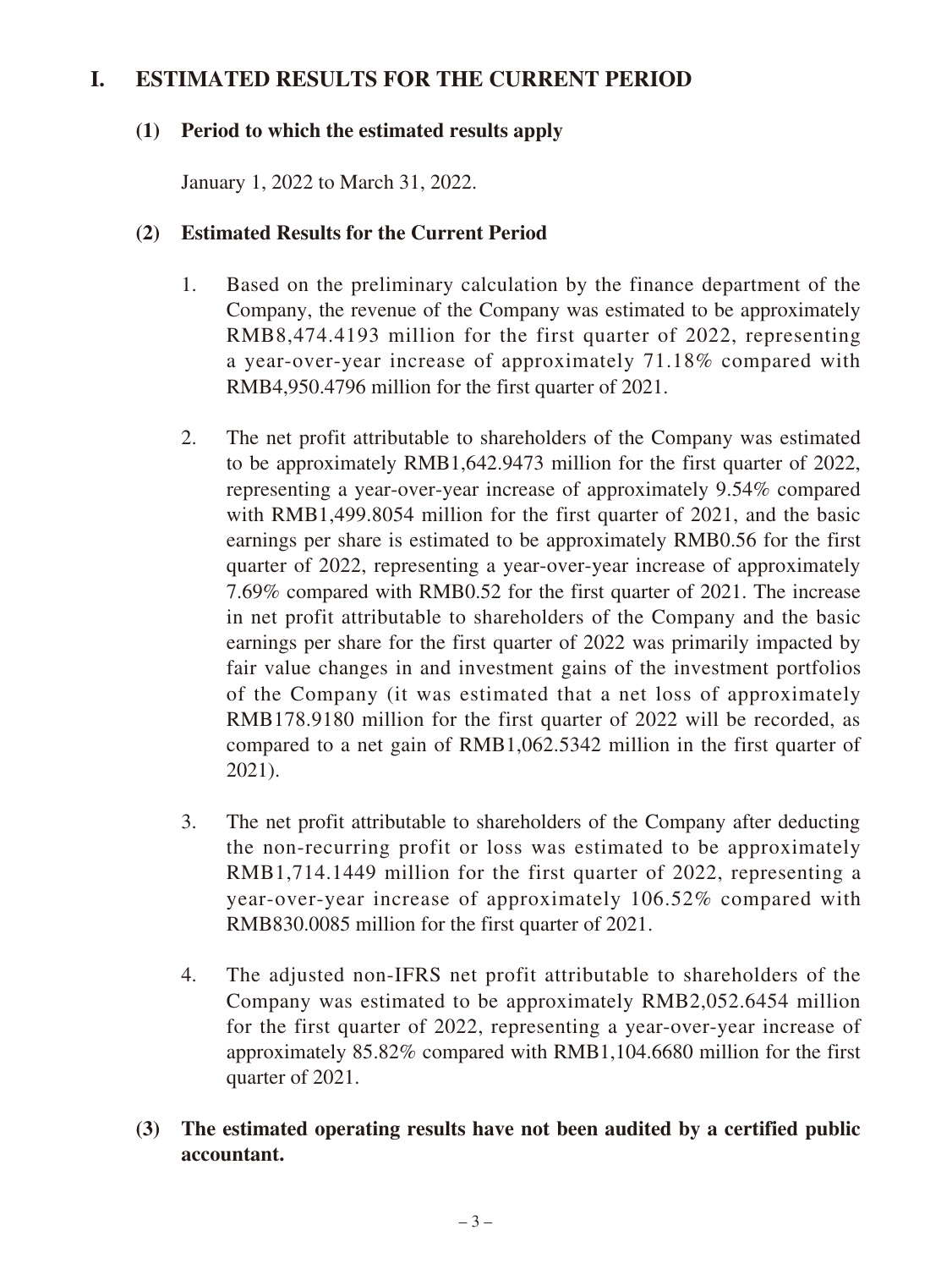## I. ESTIMATED RESULTS FOR THE CURRENT PERIOD

### (1) Period to which the estimated results apply

January 1, 2022 to March 31, 2022.

### (2) Estimated Results for the Current Period

1. Based on the preliminary calculation by the finance department of the Company, the revenue of the Company was estimated to be approximately RMB8,474.4193 million for the first quarter of 2022, representing a year-over-year increase of approximately 71.18% compared with RMB4,950.4796 million for the first quarter of 2021.

2. The net profit attributable to shareholders of the Company was estimated to be approximately RMB1,642.9473 million for the first quarter of 2022, representing a year-over-year increase of approximately 9.54% compared with RMB1,499.8054 million for the first quarter of 2021, and the basic earnings per share is estimated to be approximately RMB0.56 for the first quarter of 2022, representing a year-over-year increase of approximately 7.69% compared with RMB0.52 for the first quarter of 2021. The increase in net profit attributable to shareholders of the Company and the basic earnings per share for the first quarter of 2022 was primarily impacted by fair value changes in and investment gains of the investment portfolios of the Company (it was estimated that a net loss of approximately RMB178.9180 million for the first quarter of 2022 will be recorded, as compared to a net gain of RMB1,062.5342 million in the first quarter of 2021).

3. The net profit attributable to shareholders of the Company after deducting the non-recurring profit or loss was estimated to be approximately RMB1,714.1449 million for the first quarter of 2022, representing a year-over-year increase of approximately 106.52% compared with RMB830.0085 million for the first quarter of 2021.

4. The adjusted non-IFRS net profit attributable to shareholders of the Company was estimated to be approximately RMB2,052.6454 million for the first quarter of 2022, representing a year-over-year increase of approximately 85.82% compared with RMB1,104.6680 million for the first quarter of 2021.

### (3) The estimated operating results have not been audited by a certified public accountant.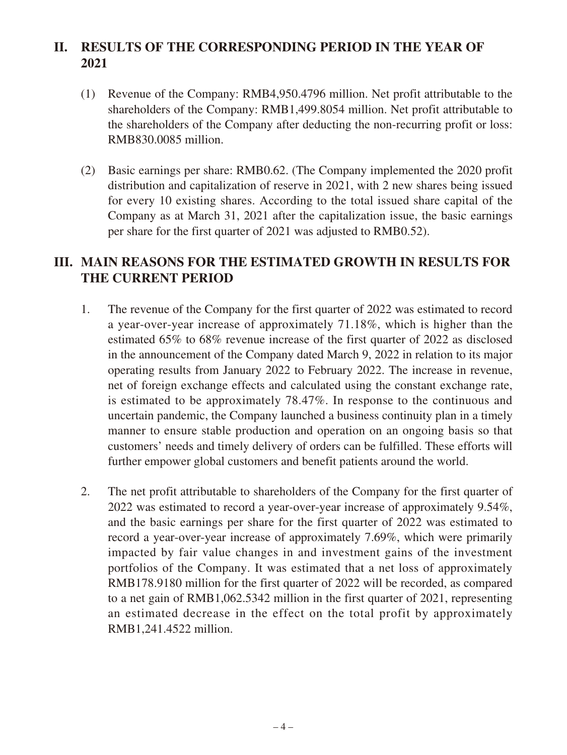## II. RESULTS OF THE CORRESPONDING PERIOD IN THE YEAR OF 2021

(1) Revenue of the Company: RMB4,950.4796 million. Net profit attributable to the shareholders of the Company: RMB1,499.8054 million. Net profit attributable to the shareholders of the Company after deducting the non-recurring profit or loss: RMB830.0085 million.

(2) Basic earnings per share: RMB0.62. (The Company implemented the 2020 profit distribution and capitalization of reserve in 2021, with 2 new shares being issued for every 10 existing shares. According to the total issued share capital of the Company as at March 31, 2021 after the capitalization issue, the basic earnings per share for the first quarter of 2021 was adjusted to RMB0.52).

## III. MAIN REASONS FOR THE ESTIMATED GROWTH IN RESULTS FOR THE CURRENT PERIOD

1. The revenue of the Company for the first quarter of 2022 was estimated to record a year-over-year increase of approximately 71.18%, which is higher than the estimated 65% to 68% revenue increase of the first quarter of 2022 as disclosed in the announcement of the Company dated March 9, 2022 in relation to its major operating results from January 2022 to February 2022. The increase in revenue, net of foreign exchange effects and calculated using the constant exchange rate, is estimated to be approximately 78.47%. In response to the continuous and uncertain pandemic, the Company launched a business continuity plan in a timely manner to ensure stable production and operation on an ongoing basis so that customers' needs and timely delivery of orders can be fulfilled. These efforts will further empower global customers and benefit patients around the world.

2. The net profit attributable to shareholders of the Company for the first quarter of 2022 was estimated to record a year-over-year increase of approximately 9.54%, and the basic earnings per share for the first quarter of 2022 was estimated to record a year-over-year increase of approximately 7.69%, which were primarily impacted by fair value changes in and investment gains of the investment portfolios of the Company. It was estimated that a net loss of approximately RMB178.9180 million for the first quarter of 2022 will be recorded, as compared to a net gain of RMB1,062.5342 million in the first quarter of 2021, representing an estimated decrease in the effect on the total profit by approximately RMB1,241.4522 million.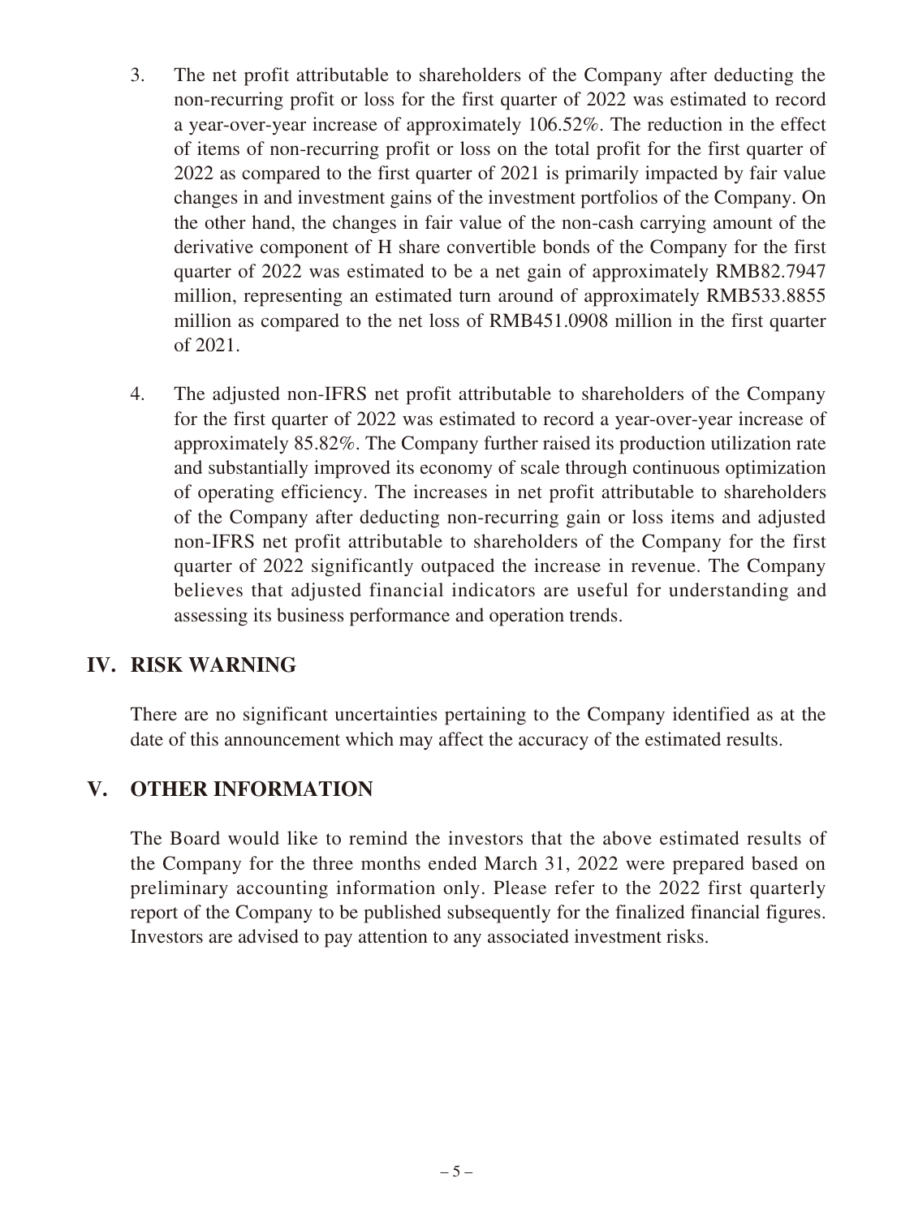3. The net profit attributable to shareholders of the Company after deducting the non-recurring profit or loss for the first quarter of 2022 was estimated to record a year-over-year increase of approximately 106.52%. The reduction in the effect of items of non-recurring profit or loss on the total profit for the first quarter of 2022 as compared to the first quarter of 2021 is primarily impacted by fair value changes in and investment gains of the investment portfolios of the Company. On the other hand, the changes in fair value of the non-cash carrying amount of the derivative component of H share convertible bonds of the Company for the first quarter of 2022 was estimated to be a net gain of approximately RMB82.7947 million, representing an estimated turn around of approximately RMB533.8855 million as compared to the net loss of RMB451.0908 million in the first quarter of 2021.

4. The adjusted non-IFRS net profit attributable to shareholders of the Company for the first quarter of 2022 was estimated to record a year-over-year increase of approximately 85.82%. The Company further raised its production utilization rate and substantially improved its economy of scale through continuous optimization of operating efficiency. The increases in net profit attributable to shareholders of the Company after deducting non-recurring gain or loss items and adjusted non-IFRS net profit attributable to shareholders of the Company for the first quarter of 2022 significantly outpaced the increase in revenue. The Company believes that adjusted financial indicators are useful for understanding and assessing its business performance and operation trends.

## IV. RISK WARNING

There are no significant uncertainties pertaining to the Company identified as at the date of this announcement which may affect the accuracy of the estimated results.

## V. OTHER INFORMATION

The Board would like to remind the investors that the above estimated results of the Company for the three months ended March 31, 2022 were prepared based on preliminary accounting information only. Please refer to the 2022 first quarterly report of the Company to be published subsequently for the finalized financial figures. Investors are advised to pay attention to any associated investment risks.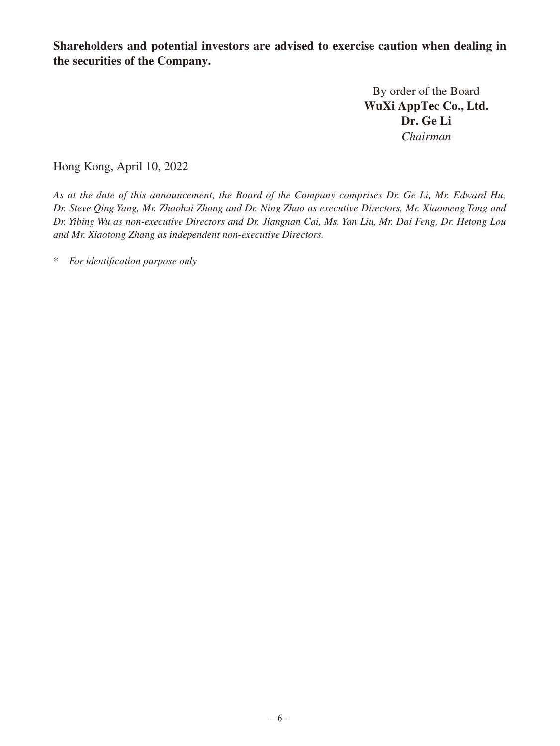**Shareholders and potential investors are advised to exercise caution when dealing in the securities of the Company.**

By order of the Board
**WuXi AppTec Co., Ltd.**
**Dr. Ge Li**
*Chairman*

Hong Kong, April 10, 2022

*As at the date of this announcement, the Board of the Company comprises Dr. Ge Li, Mr. Edward Hu, Dr. Steve Qing Yang, Mr. Zhaohui Zhang and Dr. Ning Zhao as executive Directors, Mr. Xiaomeng Tong and Dr. Yibing Wu as non-executive Directors and Dr. Jiangnan Cai, Ms. Yan Liu, Mr. Dai Feng, Dr. Hetong Lou and Mr. Xiaotong Zhang as independent non-executive Directors.*

\* *For identification purpose only*